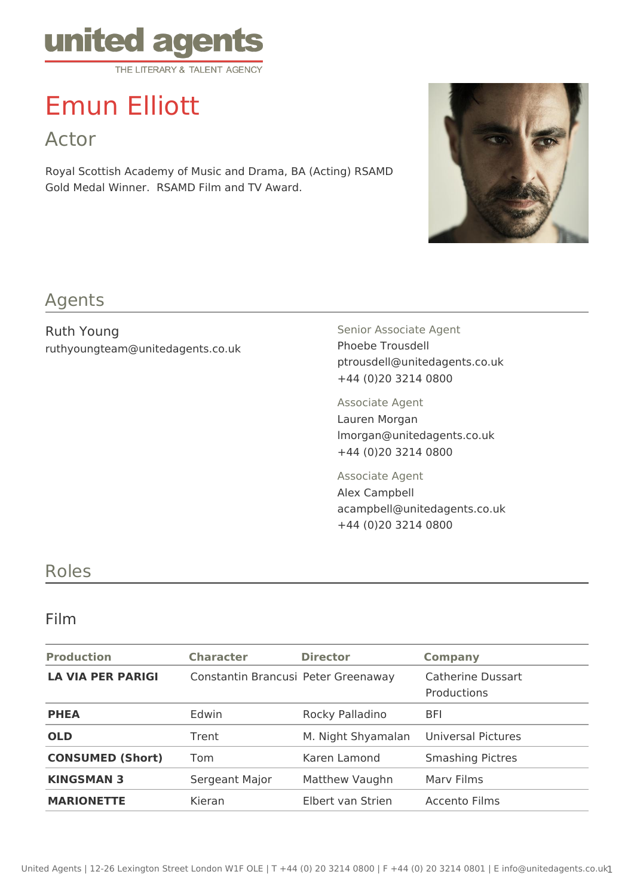united agents

THE LITERARY & TALENT AGENCY

# Emun Elliott

## Actor

Royal Scottish Academy of Music and Drama, BA (Acting) RSAMD Gold Medal Winner. RSAMD Film and TV Award.

## Agents

Ruth Young
ruthyoungteam@unitedagents.co.uk

Senior Associate Agent
Phoebe Trousdell
ptrousdell@unitedagents.co.uk
+44 (0)20 3214 0800

Associate Agent
Lauren Morgan
lmorgan@unitedagents.co.uk
+44 (0)20 3214 0800

Associate Agent
Alex Campbell
acampbell@unitedagents.co.uk
+44 (0)20 3214 0800

## Roles

### Film

| Production | Character | Director | Company |
|---|---|---|---|
| **LA VIA PER PARIGI** | Constantin Brancusi | Peter Greenaway | Catherine Dussart Productions |
| **PHEA** | Edwin | Rocky Palladino | BFI |
| **OLD** | Trent | M. Night Shyamalan | Universal Pictures |
| **CONSUMED (Short)** | Tom | Karen Lamond | Smashing Pictres |
| **KINGSMAN 3** | Sergeant Major | Matthew Vaughn | Marv Films |
| **MARIONETTE** | Kieran | Elbert van Strien | Accento Films |

United Agents | 12-26 Lexington Street London W1F OLE | T +44 (0) 20 3214 0800 | F +44 (0) 20 3214 0801 | E info@unitedagents.co.uk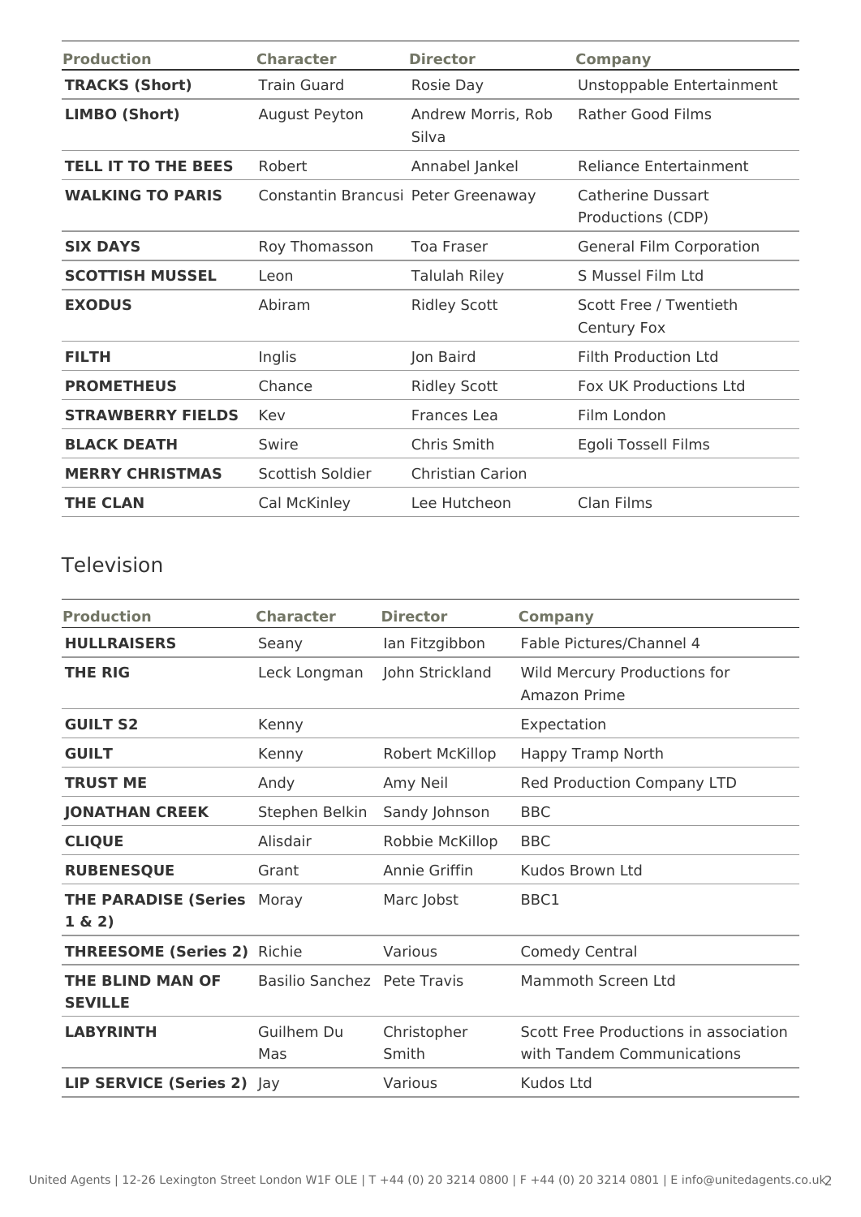| Production | Character | Director | Company |
| --- | --- | --- | --- |
| **TRACKS (Short)** | Train Guard | Rosie Day | Unstoppable Entertainment |
| **LIMBO (Short)** | August Peyton | Andrew Morris, Rob Silva | Rather Good Films |
| **TELL IT TO THE BEES** | Robert | Annabel Jankel | Reliance Entertainment |
| **WALKING TO PARIS** | Constantin Brancusi | Peter Greenaway | Catherine Dussart Productions (CDP) |
| **SIX DAYS** | Roy Thomasson | Toa Fraser | General Film Corporation |
| **SCOTTISH MUSSEL** | Leon | Talulah Riley | S Mussel Film Ltd |
| **EXODUS** | Abiram | Ridley Scott | Scott Free / Twentieth Century Fox |
| **FILTH** | Inglis | Jon Baird | Filth Production Ltd |
| **PROMETHEUS** | Chance | Ridley Scott | Fox UK Productions Ltd |
| **STRAWBERRY FIELDS** | Kev | Frances Lea | Film London |
| **BLACK DEATH** | Swire | Chris Smith | Egoli Tossell Films |
| **MERRY CHRISTMAS** | Scottish Soldier | Christian Carion | |
| **THE CLAN** | Cal McKinley | Lee Hutcheon | Clan Films |

## Television

| Production | Character | Director | Company |
| --- | --- | --- | --- |
| **HULLRAISERS** | Seany | Ian Fitzgibbon | Fable Pictures/Channel 4 |
| **THE RIG** | Leck Longman | John Strickland | Wild Mercury Productions for Amazon Prime |
| **GUILT S2** | Kenny | | Expectation |
| **GUILT** | Kenny | Robert McKillop | Happy Tramp North |
| **TRUST ME** | Andy | Amy Neil | Red Production Company LTD |
| **JONATHAN CREEK** | Stephen Belkin | Sandy Johnson | BBC |
| **CLIQUE** | Alisdair | Robbie McKillop | BBC |
| **RUBENESQUE** | Grant | Annie Griffin | Kudos Brown Ltd |
| **THE PARADISE (Series 1 & 2)** | Moray | Marc Jobst | BBC1 |
| **THREESOME (Series 2)** | Richie | Various | Comedy Central |
| **THE BLIND MAN OF SEVILLE** | Basilio Sanchez | Pete Travis | Mammoth Screen Ltd |
| **LABYRINTH** | Guilhem Du Mas | Christopher Smith | Scott Free Productions in association with Tandem Communications |
| **LIP SERVICE (Series 2)** | Jay | Various | Kudos Ltd |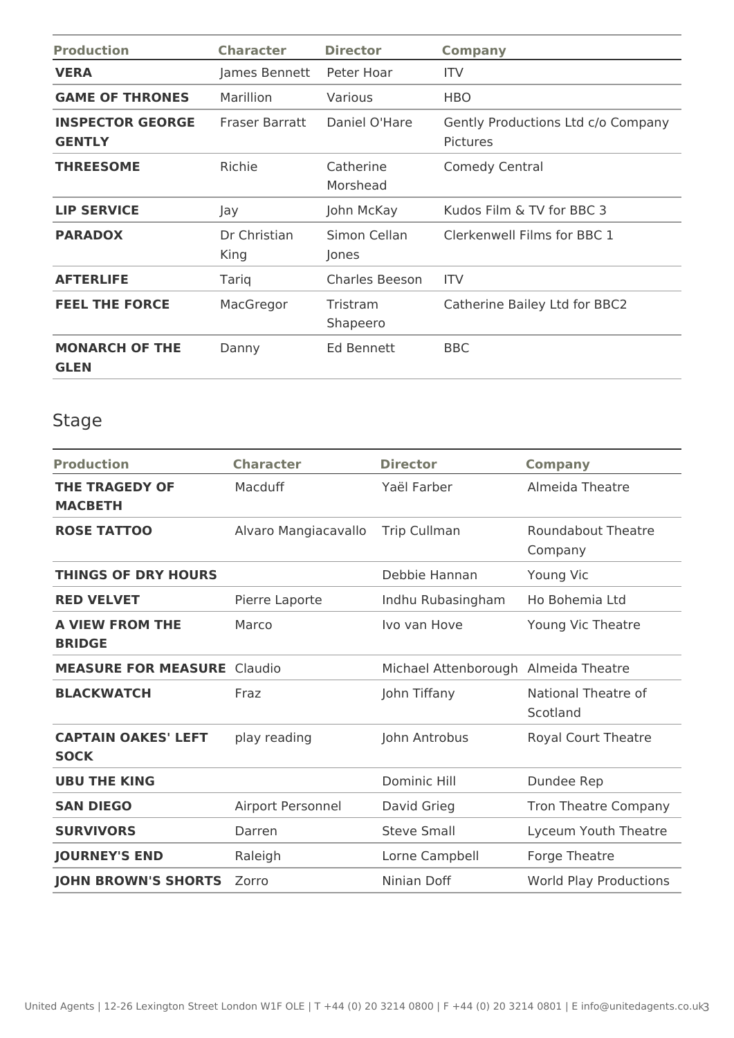| Production | Character | Director | Company |
| --- | --- | --- | --- |
| **VERA** | James Bennett | Peter Hoar | ITV |
| **GAME OF THRONES** | Marillion | Various | HBO |
| **INSPECTOR GEORGE GENTLY** | Fraser Barratt | Daniel O'Hare | Gently Productions Ltd c/o Company Pictures |
| **THREESOME** | Richie | Catherine Morshead | Comedy Central |
| **LIP SERVICE** | Jay | John McKay | Kudos Film & TV for BBC 3 |
| **PARADOX** | Dr Christian King | Simon Cellan Jones | Clerkenwell Films for BBC 1 |
| **AFTERLIFE** | Tariq | Charles Beeson | ITV |
| **FEEL THE FORCE** | MacGregor | Tristram Shapeero | Catherine Bailey Ltd for BBC2 |
| **MONARCH OF THE GLEN** | Danny | Ed Bennett | BBC |

## Stage

| Production | Character | Director | Company |
| --- | --- | --- | --- |
| **THE TRAGEDY OF MACBETH** | Macduff | Yaël Farber | Almeida Theatre |
| **ROSE TATTOO** | Alvaro Mangiacavallo | Trip Cullman | Roundabout Theatre Company |
| **THINGS OF DRY HOURS** | | Debbie Hannan | Young Vic |
| **RED VELVET** | Pierre Laporte | Indhu Rubasingham | Ho Bohemia Ltd |
| **A VIEW FROM THE BRIDGE** | Marco | Ivo van Hove | Young Vic Theatre |
| **MEASURE FOR MEASURE** | Claudio | Michael Attenborough | Almeida Theatre |
| **BLACKWATCH** | Fraz | John Tiffany | National Theatre of Scotland |
| **CAPTAIN OAKES' LEFT SOCK** | play reading | John Antrobus | Royal Court Theatre |
| **UBU THE KING** | | Dominic Hill | Dundee Rep |
| **SAN DIEGO** | Airport Personnel | David Grieg | Tron Theatre Company |
| **SURVIVORS** | Darren | Steve Small | Lyceum Youth Theatre |
| **JOURNEY'S END** | Raleigh | Lorne Campbell | Forge Theatre |
| **JOHN BROWN'S SHORTS** | Zorro | Ninian Doff | World Play Productions |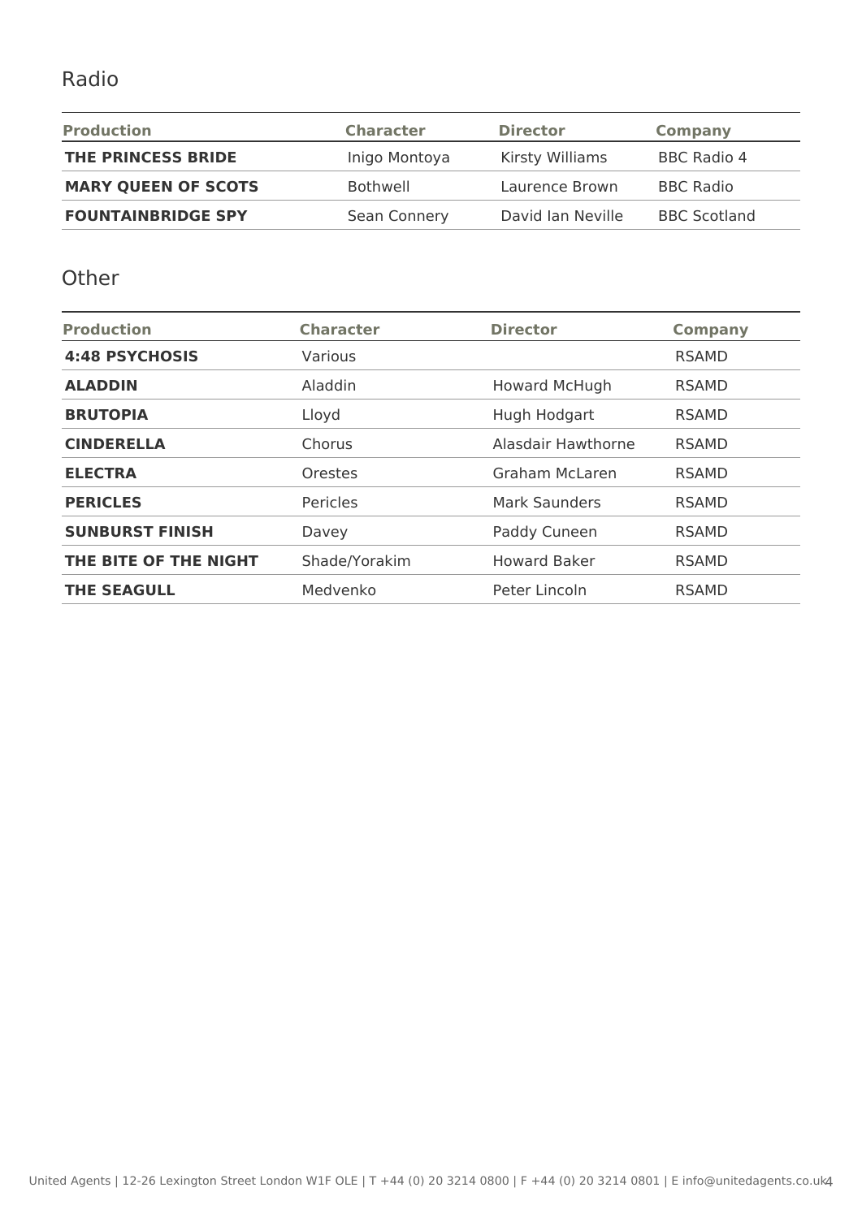## Radio

| Production | Character | Director | Company |
|---|---|---|---|
| **THE PRINCESS BRIDE** | Inigo Montoya | Kirsty Williams | BBC Radio 4 |
| **MARY QUEEN OF SCOTS** | Bothwell | Laurence Brown | BBC Radio |
| **FOUNTAINBRIDGE SPY** | Sean Connery | David Ian Neville | BBC Scotland |

## Other

| Production | Character | Director | Company |
|---|---|---|---|
| **4:48 PSYCHOSIS** | Various | | RSAMD |
| **ALADDIN** | Aladdin | Howard McHugh | RSAMD |
| **BRUTOPIA** | Lloyd | Hugh Hodgart | RSAMD |
| **CINDERELLA** | Chorus | Alasdair Hawthorne | RSAMD |
| **ELECTRA** | Orestes | Graham McLaren | RSAMD |
| **PERICLES** | Pericles | Mark Saunders | RSAMD |
| **SUNBURST FINISH** | Davey | Paddy Cuneen | RSAMD |
| **THE BITE OF THE NIGHT** | Shade/Yorakim | Howard Baker | RSAMD |
| **THE SEAGULL** | Medvenko | Peter Lincoln | RSAMD |